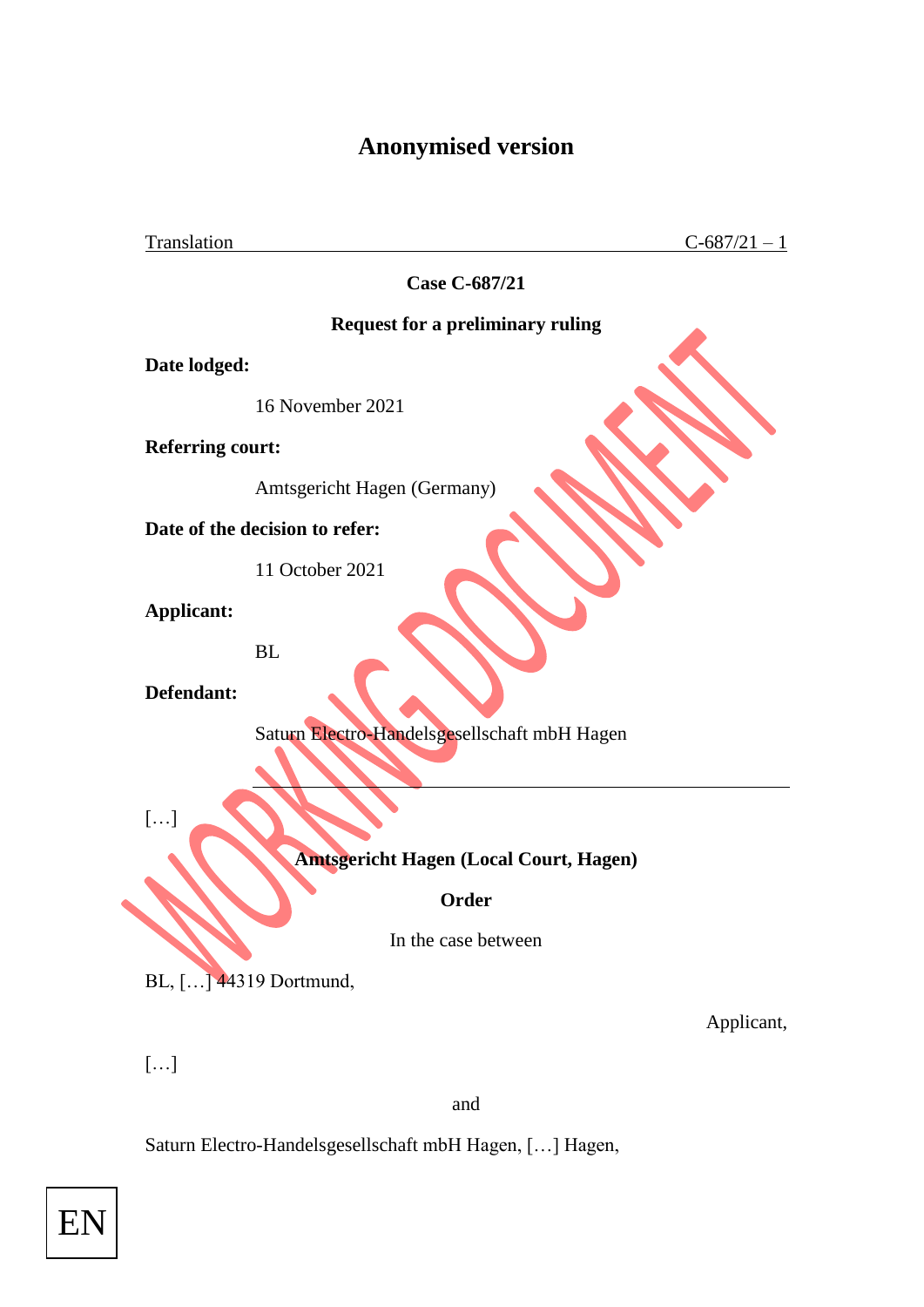# Anonymised version

Translation C-687/21 – 1

**Case C-687/21**

**Request for a preliminary ruling**

**Date lodged:**

16 November 2021

**Referring court:**

Amtsgericht Hagen (Germany)

**Date of the decision to refer:**

11 October 2021

**Applicant:**

BL

**Defendant:**

Saturn Electro-Handelsgesellschaft mbH Hagen

[…]

**Amtsgericht Hagen (Local Court, Hagen)**

**Order**

In the case between

BL, […] 44319 Dortmund,

Applicant,

[…]

and

Saturn Electro-Handelsgesellschaft mbH Hagen, […] Hagen,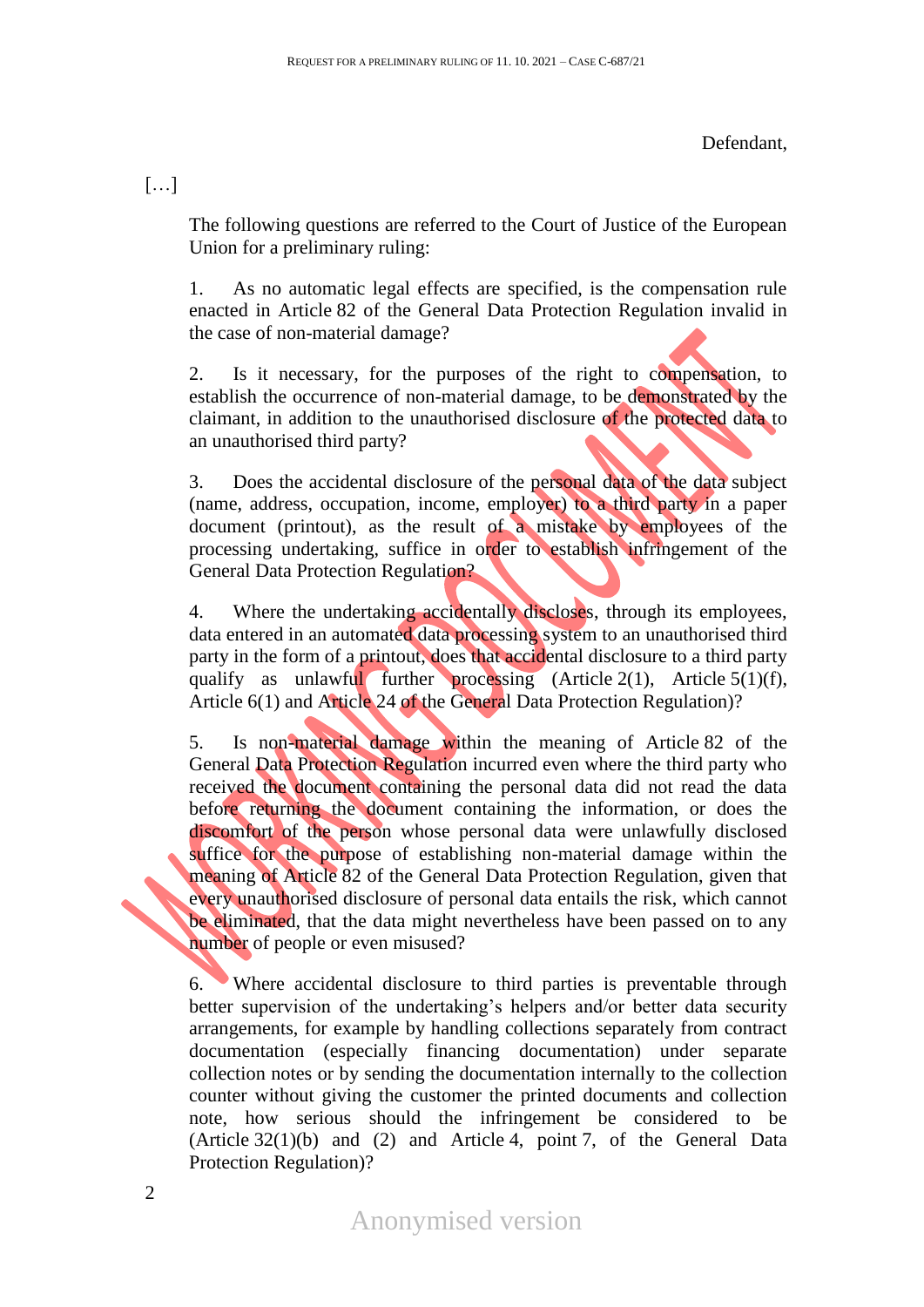Defendant,

[…]

The following questions are referred to the Court of Justice of the European Union for a preliminary ruling:

1. As no automatic legal effects are specified, is the compensation rule enacted in Article 82 of the General Data Protection Regulation invalid in the case of non-material damage?

2. Is it necessary, for the purposes of the right to compensation, to establish the occurrence of non-material damage, to be demonstrated by the claimant, in addition to the unauthorised disclosure of the protected data to an unauthorised third party?

3. Does the accidental disclosure of the personal data of the data subject (name, address, occupation, income, employer) to a third party in a paper document (printout), as the result of a mistake by employees of the processing undertaking, suffice in order to establish infringement of the General Data Protection Regulation?

4. Where the undertaking accidentally discloses, through its employees, data entered in an automated data processing system to an unauthorised third party in the form of a printout, does that accidental disclosure to a third party qualify as unlawful further processing (Article 2(1), Article 5(1)(f), Article 6(1) and Article 24 of the General Data Protection Regulation)?

5. Is non-material damage within the meaning of Article 82 of the General Data Protection Regulation incurred even where the third party who received the document containing the personal data did not read the data before returning the document containing the information, or does the discomfort of the person whose personal data were unlawfully disclosed suffice for the purpose of establishing non-material damage within the meaning of Article 82 of the General Data Protection Regulation, given that every unauthorised disclosure of personal data entails the risk, which cannot be eliminated, that the data might nevertheless have been passed on to any number of people or even misused?

6. Where accidental disclosure to third parties is preventable through better supervision of the undertaking's helpers and/or better data security arrangements, for example by handling collections separately from contract documentation (especially financing documentation) under separate collection notes or by sending the documentation internally to the collection counter without giving the customer the printed documents and collection note, how serious should the infringement be considered to be (Article 32(1)(b) and (2) and Article 4, point 7, of the General Data Protection Regulation)?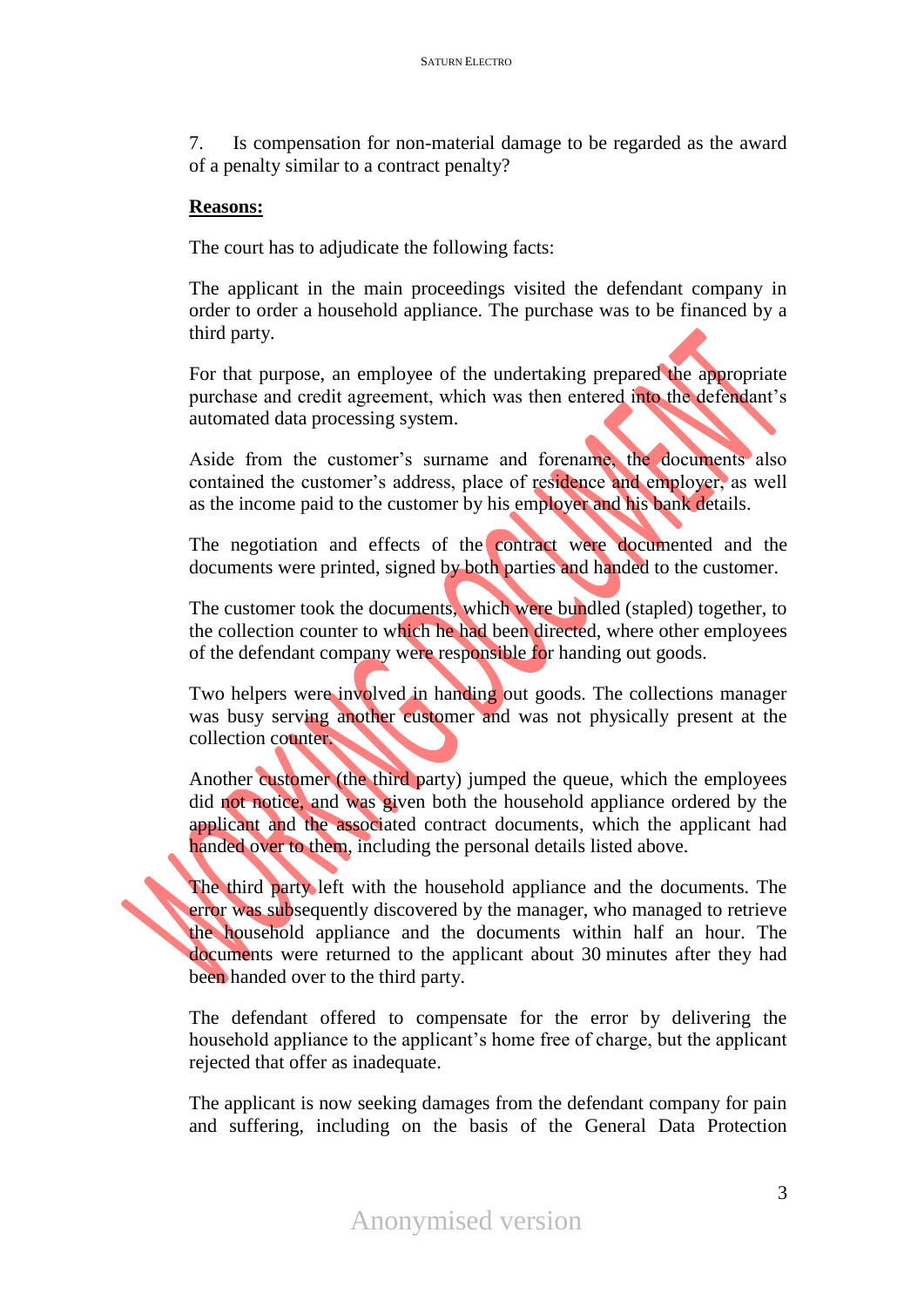7. Is compensation for non-material damage to be regarded as the award of a penalty similar to a contract penalty?

**Reasons:**

The court has to adjudicate the following facts:

The applicant in the main proceedings visited the defendant company in order to order a household appliance. The purchase was to be financed by a third party.

For that purpose, an employee of the undertaking prepared the appropriate purchase and credit agreement, which was then entered into the defendant's automated data processing system.

Aside from the customer's surname and forename, the documents also contained the customer's address, place of residence and employer, as well as the income paid to the customer by his employer and his bank details.

The negotiation and effects of the contract were documented and the documents were printed, signed by both parties and handed to the customer.

The customer took the documents, which were bundled (stapled) together, to the collection counter to which he had been directed, where other employees of the defendant company were responsible for handing out goods.

Two helpers were involved in handing out goods. The collections manager was busy serving another customer and was not physically present at the collection counter.

Another customer (the third party) jumped the queue, which the employees did not notice, and was given both the household appliance ordered by the applicant and the associated contract documents, which the applicant had handed over to them, including the personal details listed above.

The third party left with the household appliance and the documents. The error was subsequently discovered by the manager, who managed to retrieve the household appliance and the documents within half an hour. The documents were returned to the applicant about 30 minutes after they had been handed over to the third party.

The defendant offered to compensate for the error by delivering the household appliance to the applicant's home free of charge, but the applicant rejected that offer as inadequate.

The applicant is now seeking damages from the defendant company for pain and suffering, including on the basis of the General Data Protection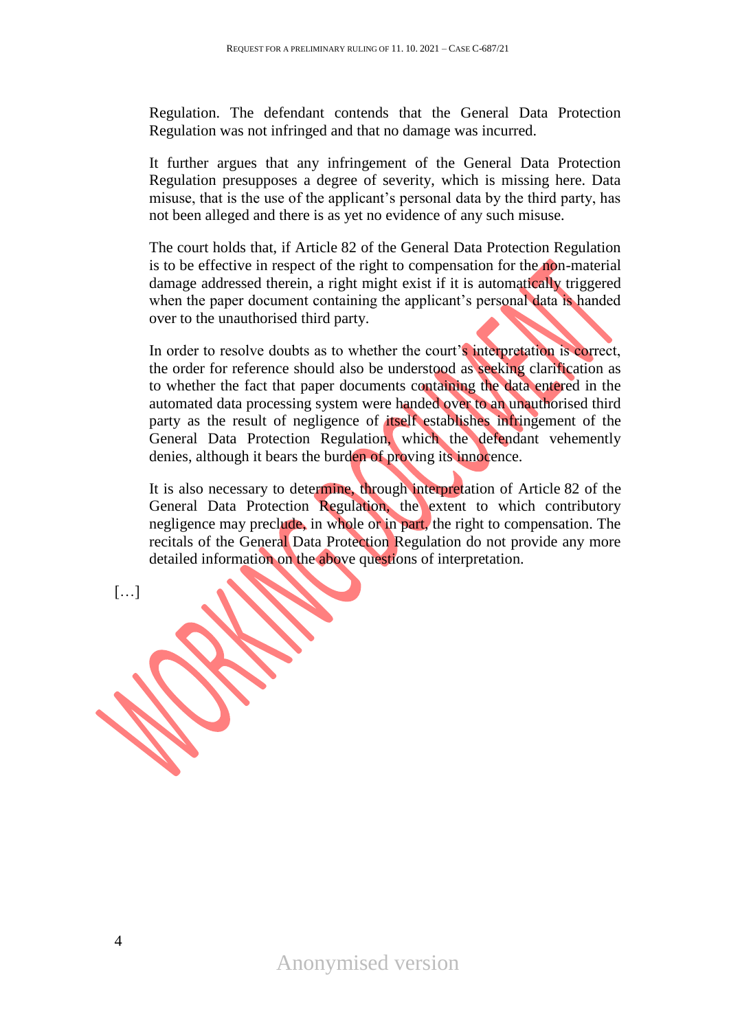Regulation. The defendant contends that the General Data Protection Regulation was not infringed and that no damage was incurred.

It further argues that any infringement of the General Data Protection Regulation presupposes a degree of severity, which is missing here. Data misuse, that is the use of the applicant's personal data by the third party, has not been alleged and there is as yet no evidence of any such misuse.

The court holds that, if Article 82 of the General Data Protection Regulation is to be effective in respect of the right to compensation for the non-material damage addressed therein, a right might exist if it is automatically triggered when the paper document containing the applicant's personal data is handed over to the unauthorised third party.

In order to resolve doubts as to whether the court's interpretation is correct, the order for reference should also be understood as seeking clarification as to whether the fact that paper documents containing the data entered in the automated data processing system were handed over to an unauthorised third party as the result of negligence of itself establishes infringement of the General Data Protection Regulation, which the defendant vehemently denies, although it bears the burden of proving its innocence.

It is also necessary to determine, through interpretation of Article 82 of the General Data Protection Regulation, the extent to which contributory negligence may preclude, in whole or in part, the right to compensation. The recitals of the General Data Protection Regulation do not provide any more detailed information on the above questions of interpretation.

[…]